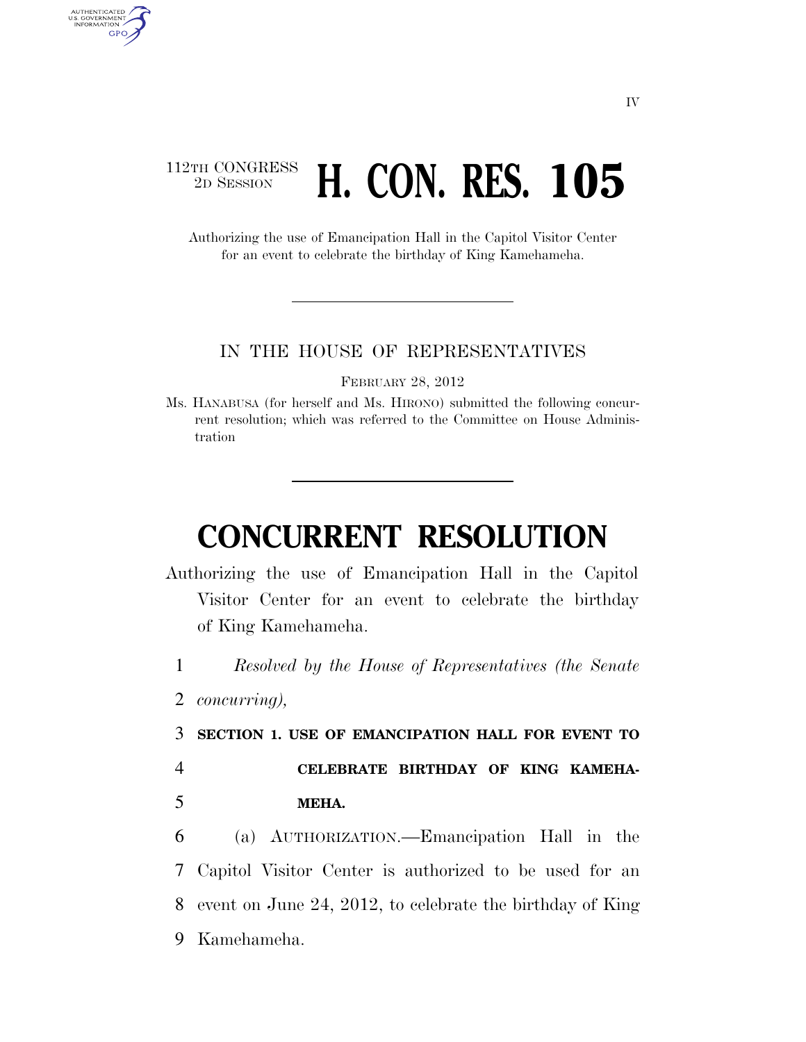IV

112TH CONGRESS
2D SESSION

# H. CON. RES. 105

Authorizing the use of Emancipation Hall in the Capitol Visitor Center for an event to celebrate the birthday of King Kamehameha.

IN THE HOUSE OF REPRESENTATIVES

FEBRUARY 28, 2012

Ms. HANABUSA (for herself and Ms. HIRONO) submitted the following concurrent resolution; which was referred to the Committee on House Administration

# CONCURRENT RESOLUTION

Authorizing the use of Emancipation Hall in the Capitol Visitor Center for an event to celebrate the birthday of King Kamehameha.

1 *Resolved by the House of Representatives (the Senate*
2 *concurring),*

3 **SECTION 1. USE OF EMANCIPATION HALL FOR EVENT TO**
4 **CELEBRATE BIRTHDAY OF KING KAMEHA-**
5 **MEHA.**

6 (a) AUTHORIZATION.—Emancipation Hall in the
7 Capitol Visitor Center is authorized to be used for an
8 event on June 24, 2012, to celebrate the birthday of King
9 Kamehameha.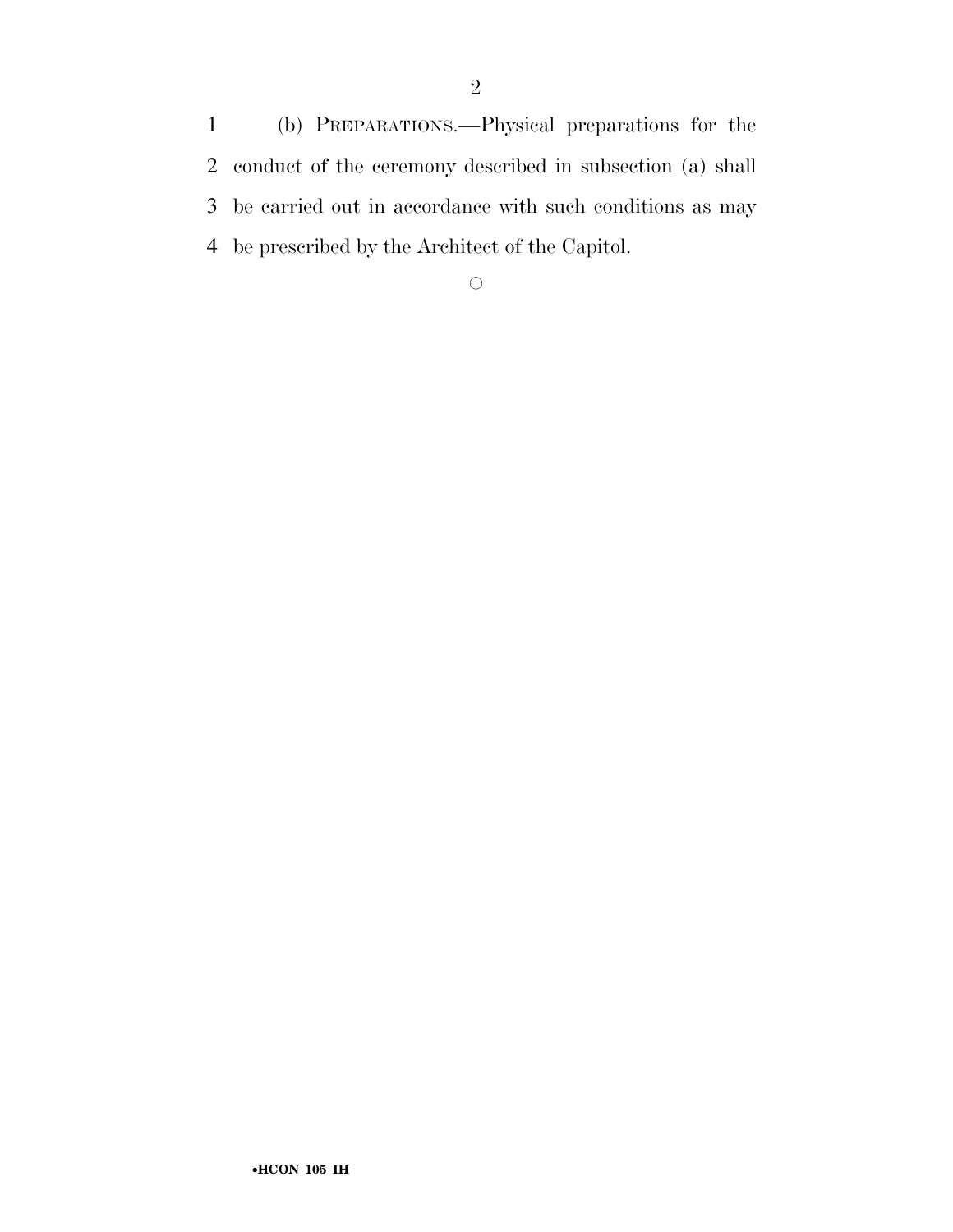(b) PREPARATIONS.—Physical preparations for the conduct of the ceremony described in subsection (a) shall be carried out in accordance with such conditions as may be prescribed by the Architect of the Capitol.